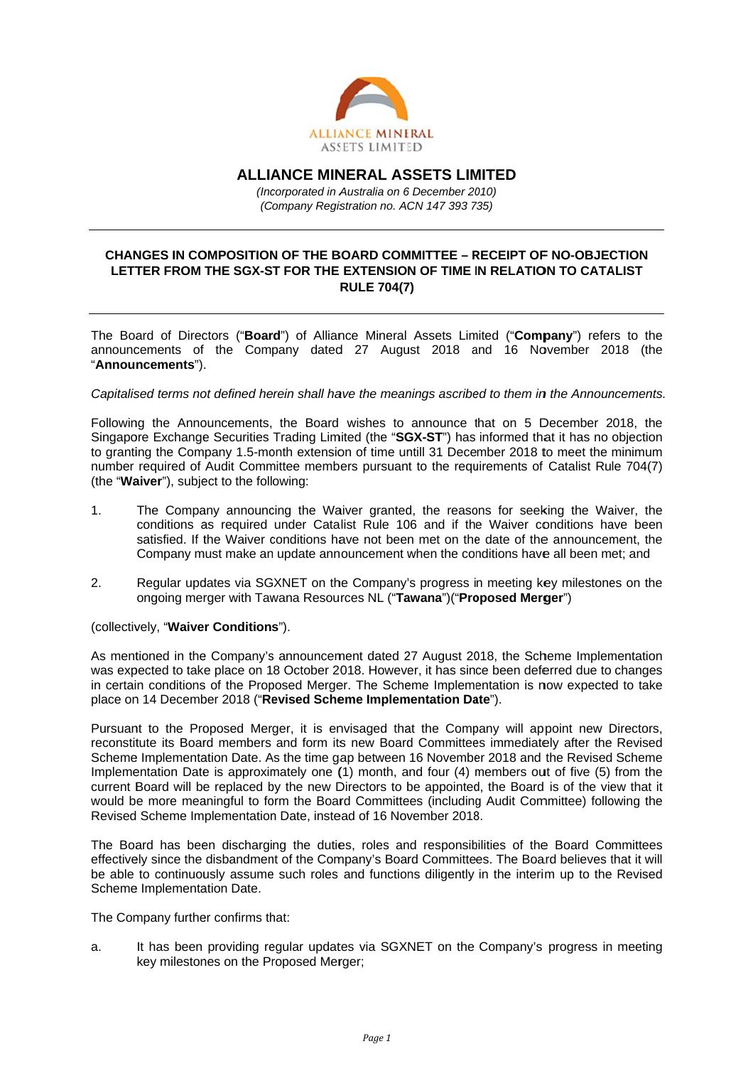# ALLIANCE MINERAL ASSETS LIMITED

*(Incorporated in Australia on 6 December 2010)*
*(Company Registration no. ACN 147 393 735)*

---

## CHANGES IN COMPOSITION OF THE BOARD COMMITTEE – RECEIPT OF NO-OBJECTION LETTER FROM THE SGX-ST FOR THE EXTENSION OF TIME IN RELATION TO CATALIST RULE 704(7)

---

The Board of Directors ("**Board**") of Alliance Mineral Assets Limited ("**Company**") refers to the announcements of the Company dated 27 August 2018 and 16 November 2018 (the "**Announcements**").

*Capitalised terms not defined herein shall have the meanings ascribed to them in the Announcements.*

Following the Announcements, the Board wishes to announce that on 5 December 2018, the Singapore Exchange Securities Trading Limited (the "**SGX-ST**") has informed that it has no objection to granting the Company 1.5-month extension of time untill 31 December 2018 to meet the minimum number required of Audit Committee members pursuant to the requirements of Catalist Rule 704(7) (the "**Waiver**"), subject to the following:

1. The Company announcing the Waiver granted, the reasons for seeking the Waiver, the conditions as required under Catalist Rule 106 and if the Waiver conditions have been satisfied. If the Waiver conditions have not been met on the date of the announcement, the Company must make an update announcement when the conditions have all been met; and

2. Regular updates via SGXNET on the Company's progress in meeting key milestones on the ongoing merger with Tawana Resources NL ("**Tawana**")("**Proposed Merger**")

(collectively, "**Waiver Conditions**").

As mentioned in the Company's announcement dated 27 August 2018, the Scheme Implementation was expected to take place on 18 October 2018. However, it has since been deferred due to changes in certain conditions of the Proposed Merger. The Scheme Implementation is now expected to take place on 14 December 2018 ("**Revised Scheme Implementation Date**").

Pursuant to the Proposed Merger, it is envisaged that the Company will appoint new Directors, reconstitute its Board members and form its new Board Committees immediately after the Revised Scheme Implementation Date. As the time gap between 16 November 2018 and the Revised Scheme Implementation Date is approximately one (1) month, and four (4) members out of five (5) from the current Board will be replaced by the new Directors to be appointed, the Board is of the view that it would be more meaningful to form the Board Committees (including Audit Committee) following the Revised Scheme Implementation Date, instead of 16 November 2018.

The Board has been discharging the duties, roles and responsibilities of the Board Committees effectively since the disbandment of the Company's Board Committees. The Board believes that it will be able to continuously assume such roles and functions diligently in the interim up to the Revised Scheme Implementation Date.

The Company further confirms that:

a. It has been providing regular updates via SGXNET on the Company's progress in meeting key milestones on the Proposed Merger;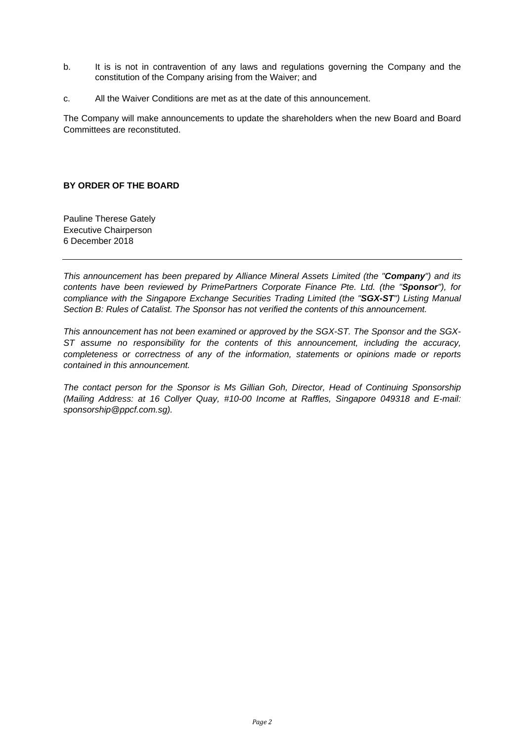b. It is is not in contravention of any laws and regulations governing the Company and the constitution of the Company arising from the Waiver; and

c. All the Waiver Conditions are met as at the date of this announcement.

The Company will make announcements to update the shareholders when the new Board and Board Committees are reconstituted.

**BY ORDER OF THE BOARD**

Pauline Therese Gately
Executive Chairperson
6 December 2018

---

*This announcement has been prepared by Alliance Mineral Assets Limited (the "**Company**") and its contents have been reviewed by PrimePartners Corporate Finance Pte. Ltd. (the "**Sponsor**"), for compliance with the Singapore Exchange Securities Trading Limited (the "**SGX-ST**") Listing Manual Section B: Rules of Catalist. The Sponsor has not verified the contents of this announcement.*

*This announcement has not been examined or approved by the SGX-ST. The Sponsor and the SGX-ST assume no responsibility for the contents of this announcement, including the accuracy, completeness or correctness of any of the information, statements or opinions made or reports contained in this announcement.*

*The contact person for the Sponsor is Ms Gillian Goh, Director, Head of Continuing Sponsorship (Mailing Address: at 16 Collyer Quay, #10-00 Income at Raffles, Singapore 049318 and E-mail: sponsorship@ppcf.com.sg).*